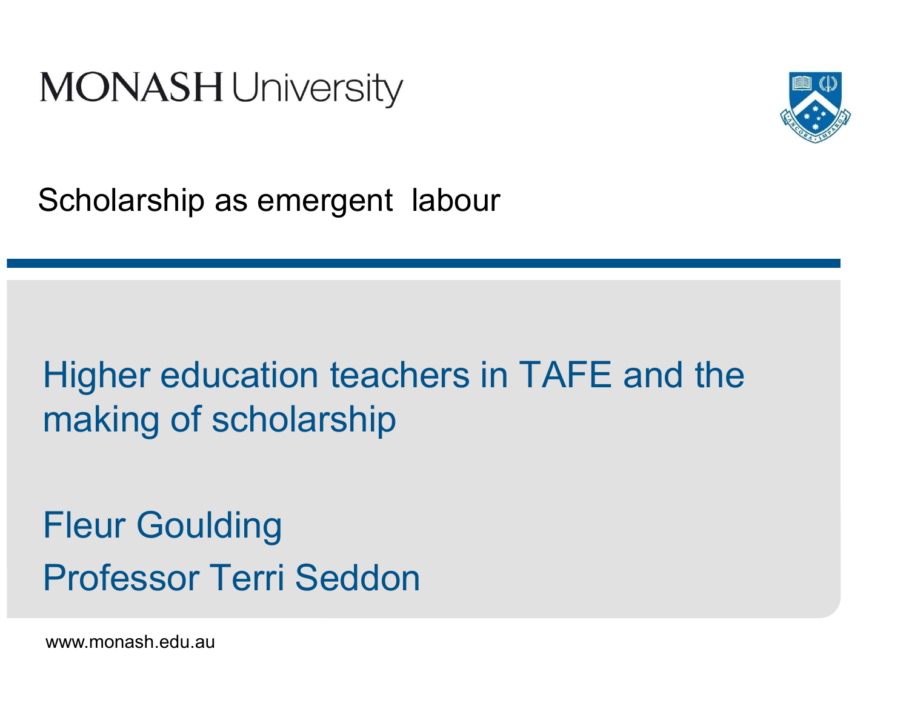MONASH University

# Scholarship as emergent labour

## Higher education teachers in TAFE and the making of scholarship

Fleur Goulding

Professor Terri Seddon

www.monash.edu.au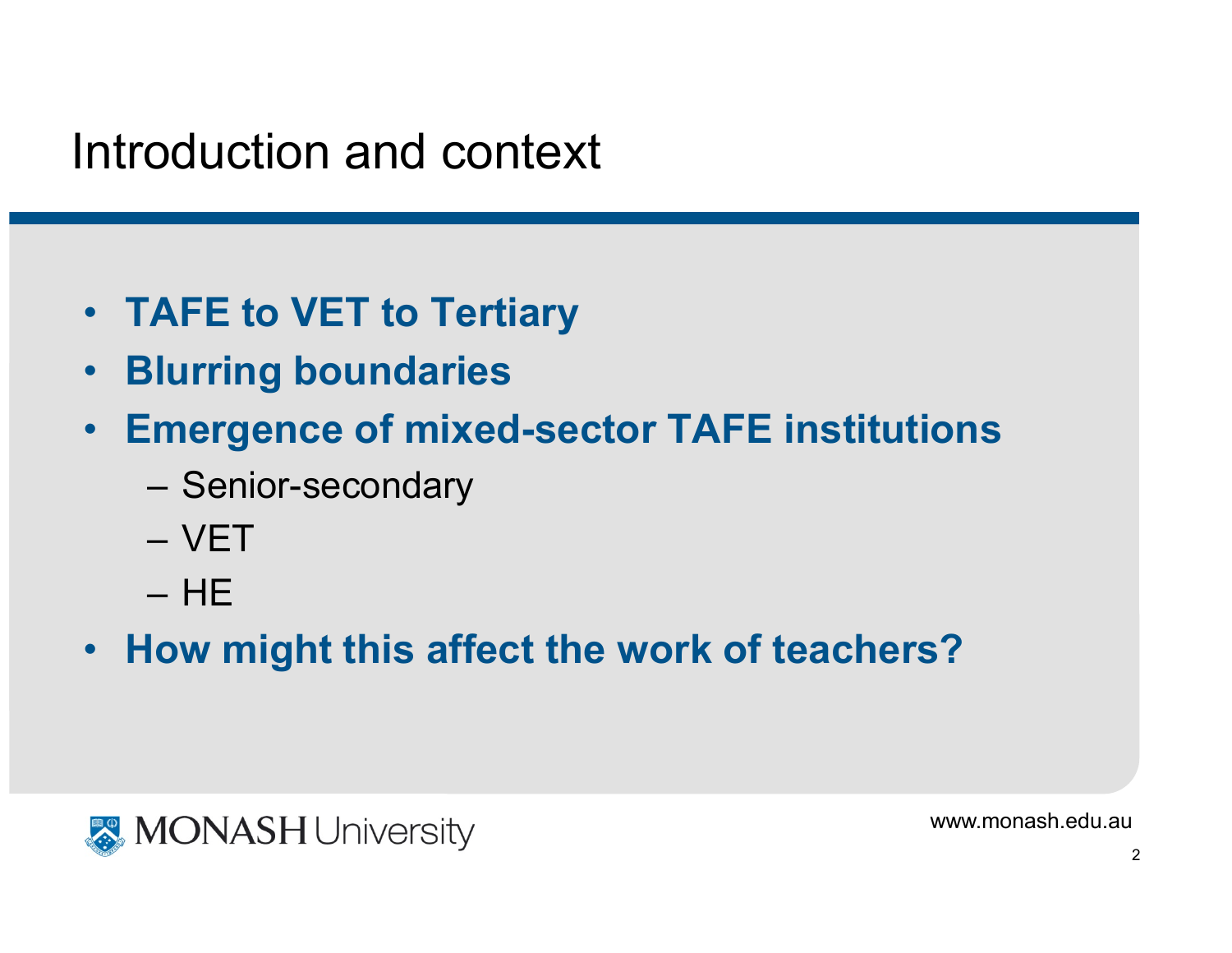# Introduction and context

- **TAFE to VET to Tertiary**
- **Blurring boundaries**
- **Emergence of mixed-sector TAFE institutions**
  - Senior-secondary
  - VET
  - HE
- **How might this affect the work of teachers?**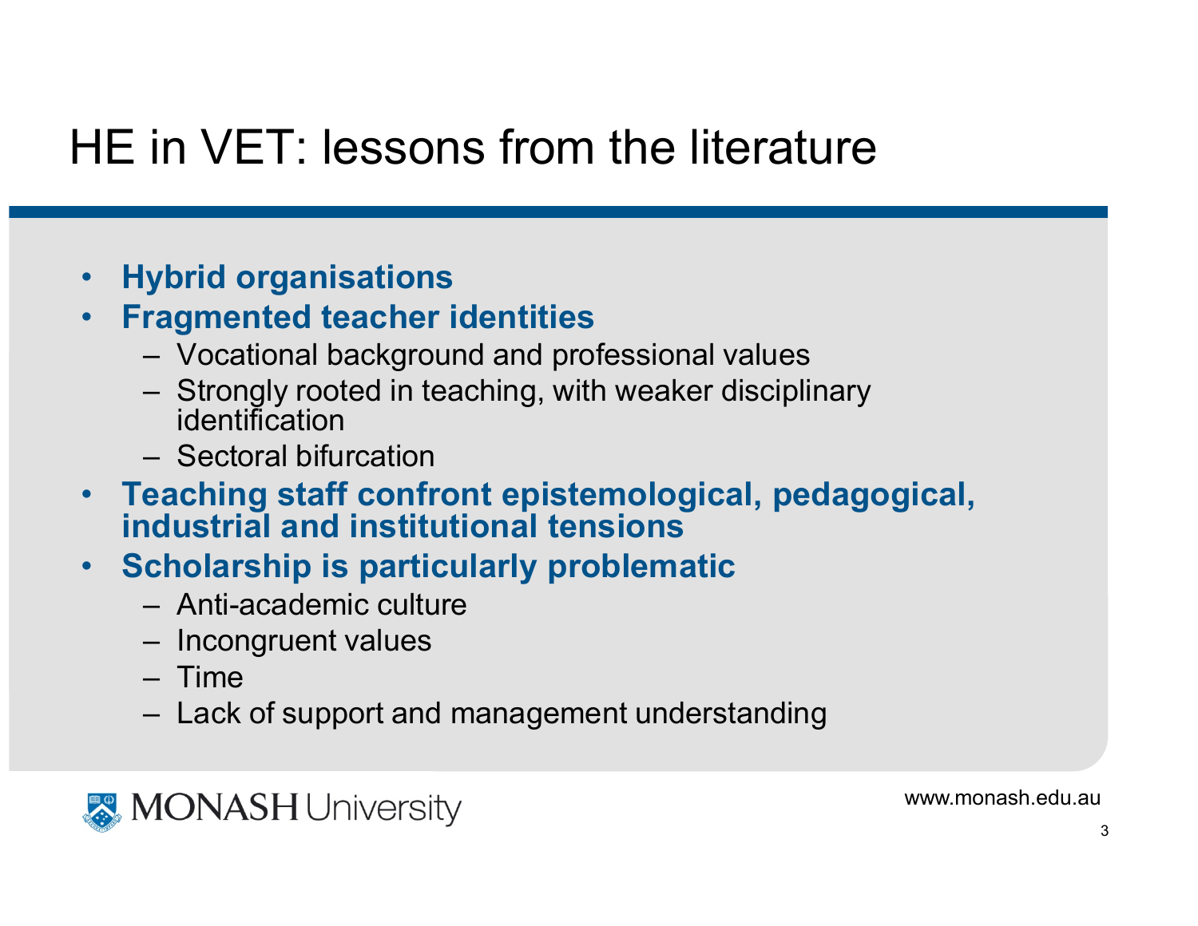# HE in VET: lessons from the literature

- **Hybrid organisations**
- **Fragmented teacher identities**
  - Vocational background and professional values
  - Strongly rooted in teaching, with weaker disciplinary identification
  - Sectoral bifurcation
- **Teaching staff confront epistemological, pedagogical, industrial and institutional tensions**
- **Scholarship is particularly problematic**
  - Anti-academic culture
  - Incongruent values
  - Time
  - Lack of support and management understanding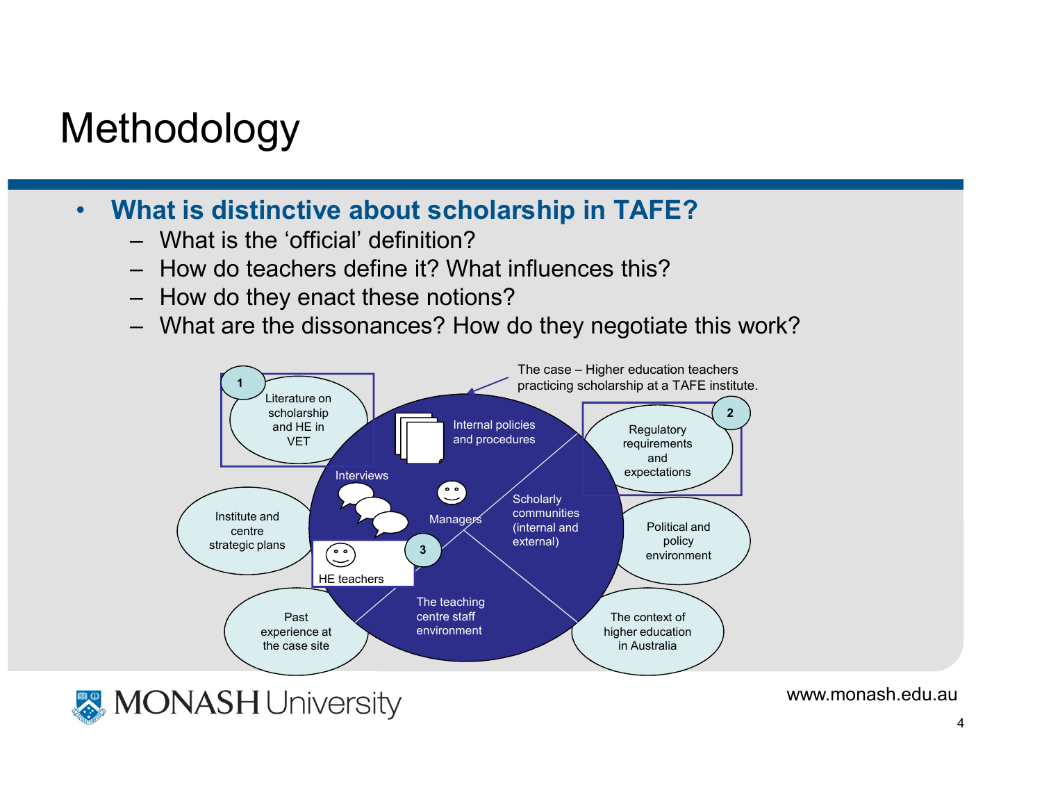# Methodology

- **What is distinctive about scholarship in TAFE?**
  - What is the ‘official’ definition?
  - How do teachers define it? What influences this?
  - How do they enact these notions?
  - What are the dissonances? How do they negotiate this work?

The case – Higher education teachers practicing scholarship at a TAFE institute.

1. Literature on scholarship and HE in VET
2. Regulatory requirements and expectations
3. HE teachers

Internal policies and procedures

Interviews

Managers

Scholarly communities (internal and external)

The teaching centre staff environment

Institute and centre strategic plans

Political and policy environment

Past experience at the case site

The context of higher education in Australia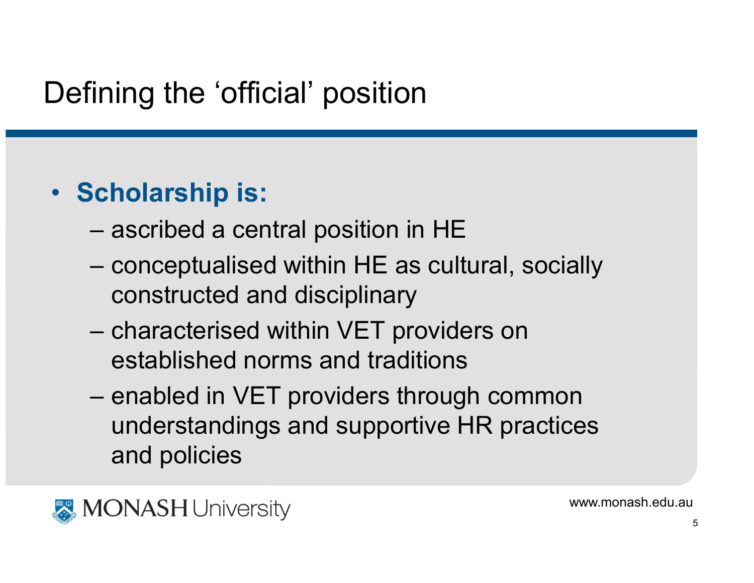# Defining the 'official' position

- **Scholarship is:**
  - ascribed a central position in HE
  - conceptualised within HE as cultural, socially constructed and disciplinary
  - characterised within VET providers on established norms and traditions
  - enabled in VET providers through common understandings and supportive HR practices and policies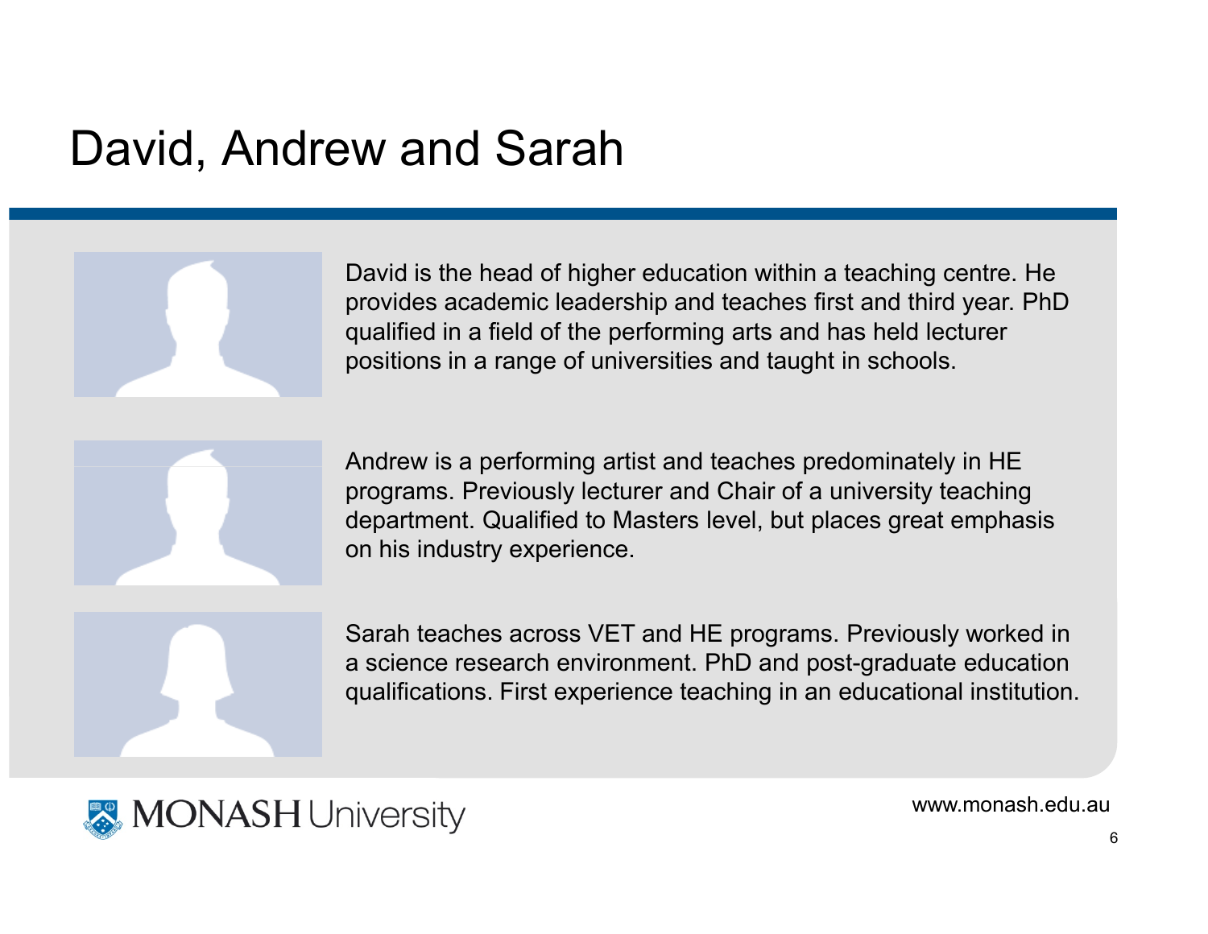# David, Andrew and Sarah

David is the head of higher education within a teaching centre. He provides academic leadership and teaches first and third year. PhD qualified in a field of the performing arts and has held lecturer positions in a range of universities and taught in schools.

Andrew is a performing artist and teaches predominately in HE programs. Previously lecturer and Chair of a university teaching department. Qualified to Masters level, but places great emphasis on his industry experience.

Sarah teaches across VET and HE programs. Previously worked in a science research environment. PhD and post-graduate education qualifications. First experience teaching in an educational institution.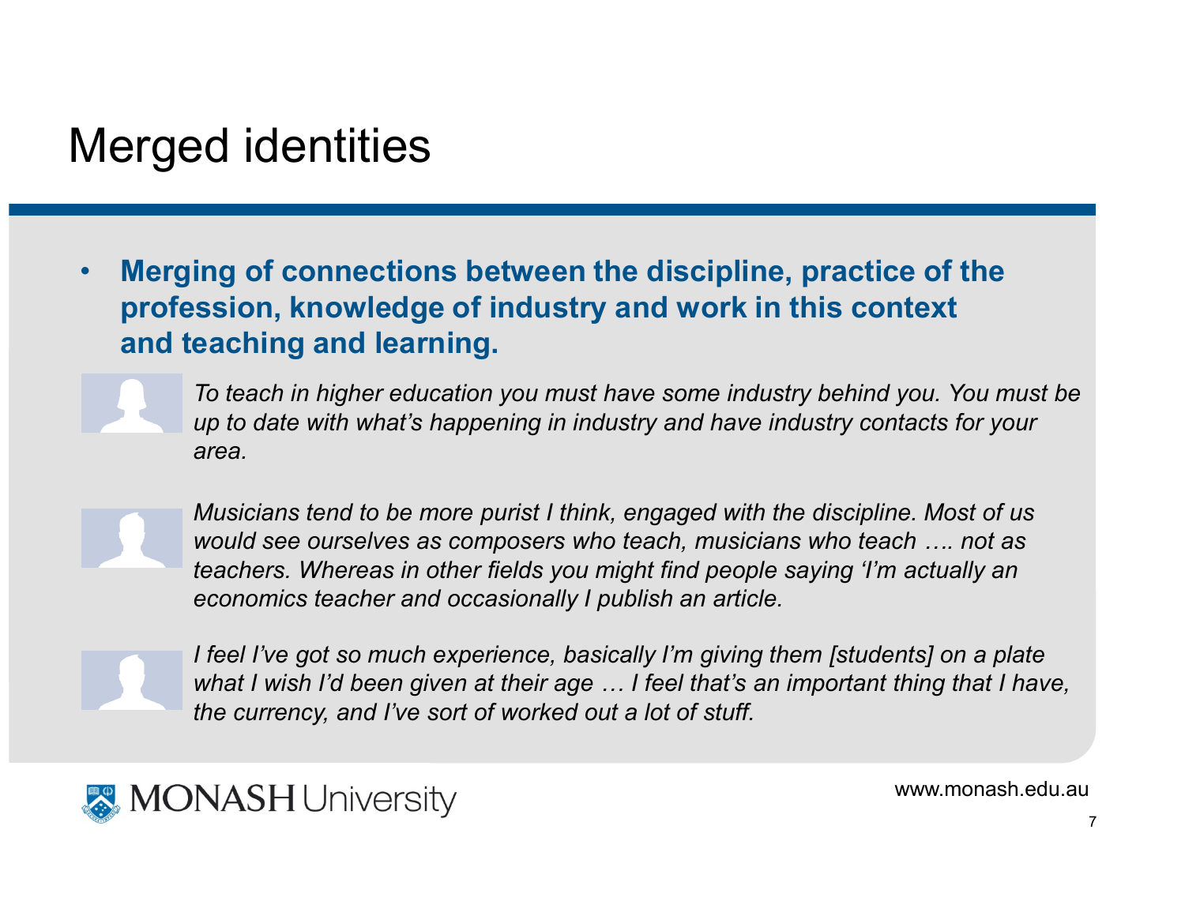# Merged identities

- **Merging of connections between the discipline, practice of the profession, knowledge of industry and work in this context and teaching and learning.**

*To teach in higher education you must have some industry behind you. You must be up to date with what's happening in industry and have industry contacts for your area.*

*Musicians tend to be more purist I think, engaged with the discipline. Most of us would see ourselves as composers who teach, musicians who teach …. not as teachers. Whereas in other fields you might find people saying 'I'm actually an economics teacher and occasionally I publish an article.*

*I feel I've got so much experience, basically I'm giving them [students] on a plate what I wish I'd been given at their age … I feel that's an important thing that I have, the currency, and I've sort of worked out a lot of stuff.*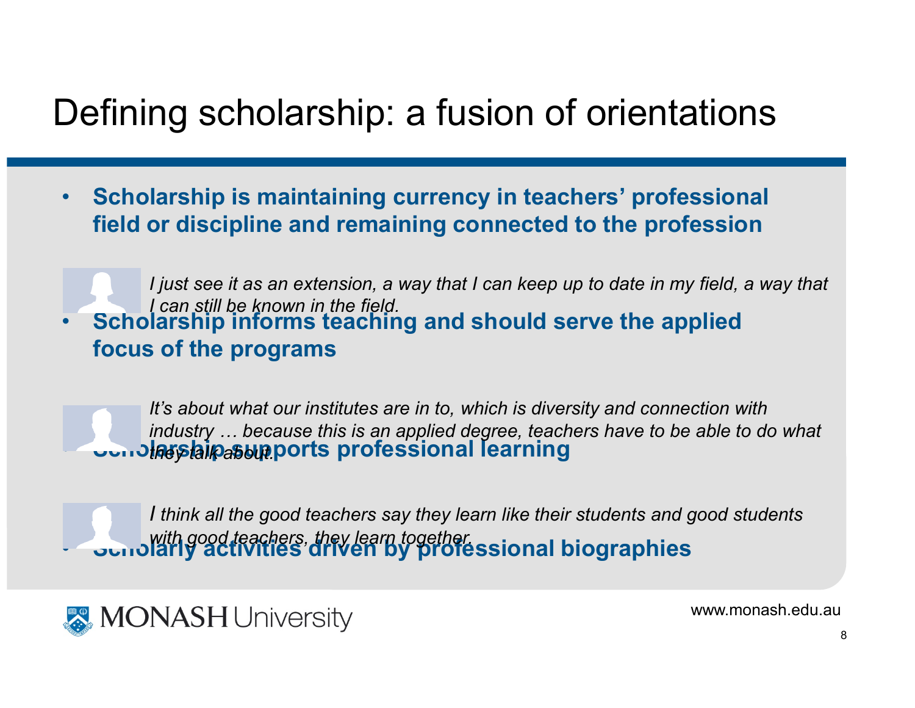# Defining scholarship: a fusion of orientations

- **Scholarship is maintaining currency in teachers' professional field or discipline and remaining connected to the profession**

*I just see it as an extension, a way that I can keep up to date in my field, a way that I can still be known in the field.*

- **Scholarship informs teaching and should serve the applied focus of the programs**

*It's about what our institutes are in to, which is diversity and connection with industry … because this is an applied degree, teachers have to be able to do what they talk about.*

- **Scholarship supports professional learning**

*I think all the good teachers say they learn like their students and good students with good teachers, they learn together.*

- **Scholarly activities driven by professional biographies**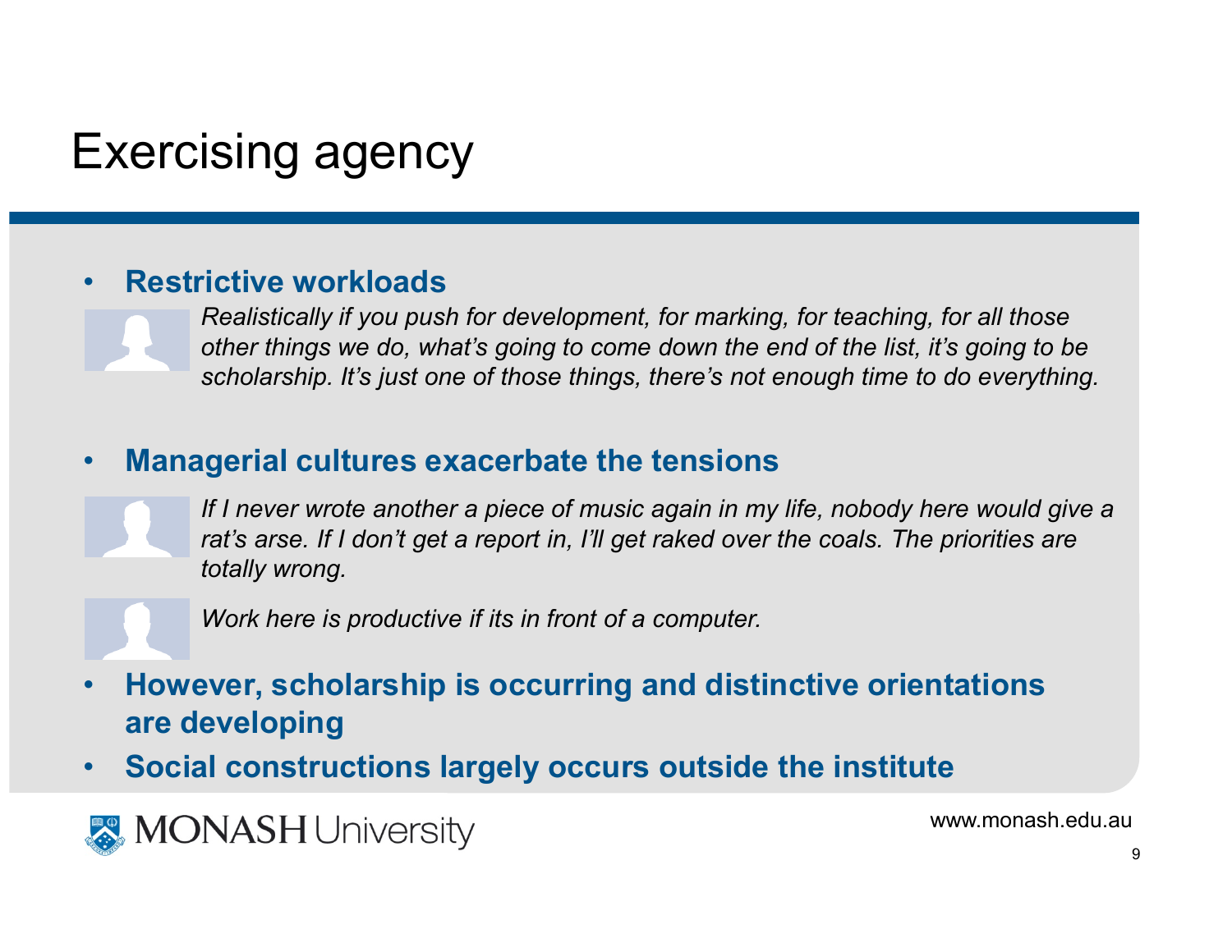# Exercising agency

- **Restrictive workloads**

  *Realistically if you push for development, for marking, for teaching, for all those other things we do, what's going to come down the end of the list, it's going to be scholarship. It's just one of those things, there's not enough time to do everything.*

- **Managerial cultures exacerbate the tensions**

  *If I never wrote another a piece of music again in my life, nobody here would give a rat's arse. If I don't get a report in, I'll get raked over the coals. The priorities are totally wrong.*

  *Work here is productive if its in front of a computer.*

- **However, scholarship is occurring and distinctive orientations are developing**
- **Social constructions largely occurs outside the institute**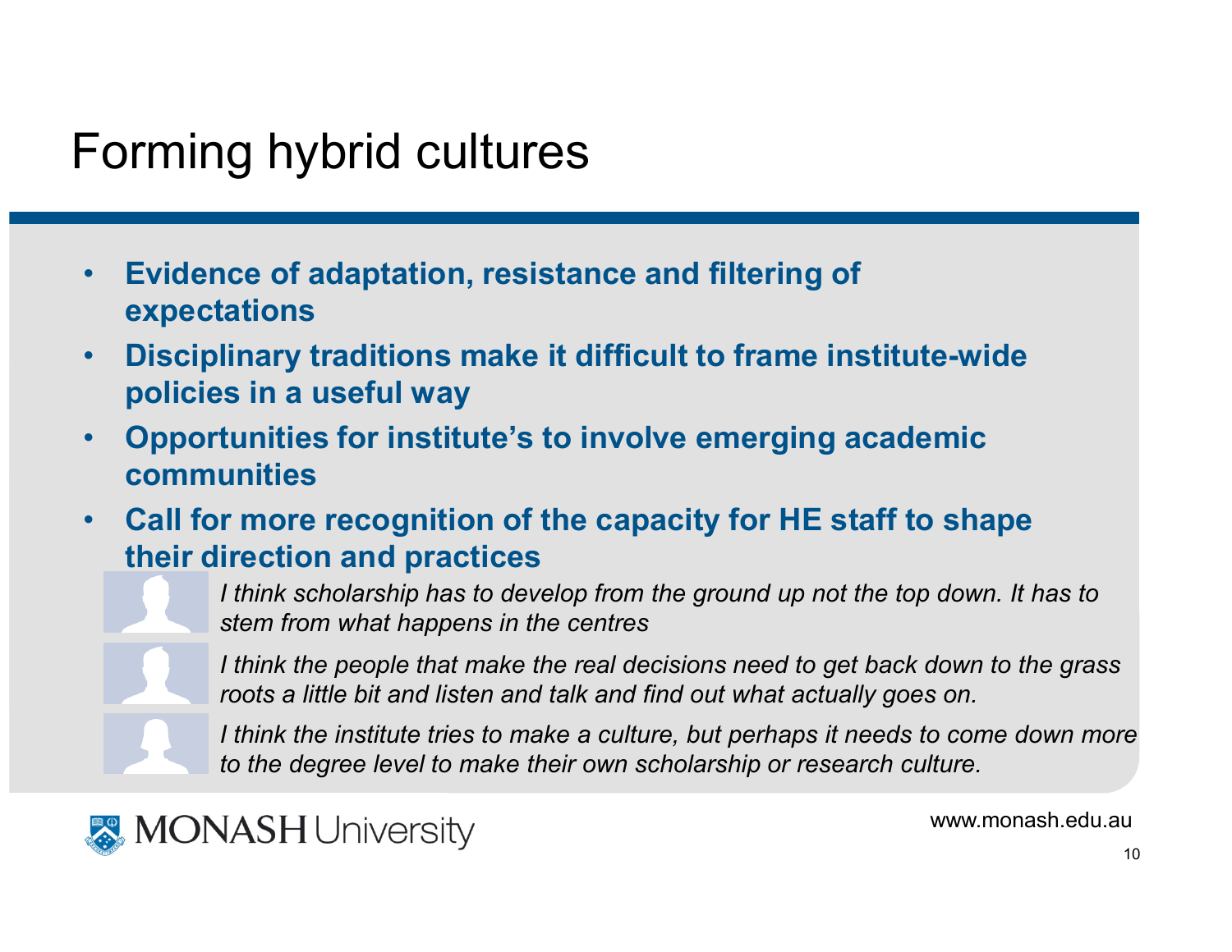# Forming hybrid cultures

- **Evidence of adaptation, resistance and filtering of expectations**
- **Disciplinary traditions make it difficult to frame institute-wide policies in a useful way**
- **Opportunities for institute's to involve emerging academic communities**
- **Call for more recognition of the capacity for HE staff to shape their direction and practices**

*I think scholarship has to develop from the ground up not the top down. It has to stem from what happens in the centres*

*I think the people that make the real decisions need to get back down to the grass roots a little bit and listen and talk and find out what actually goes on.*

*I think the institute tries to make a culture, but perhaps it needs to come down more to the degree level to make their own scholarship or research culture.*

MONASH University

www.monash.edu.au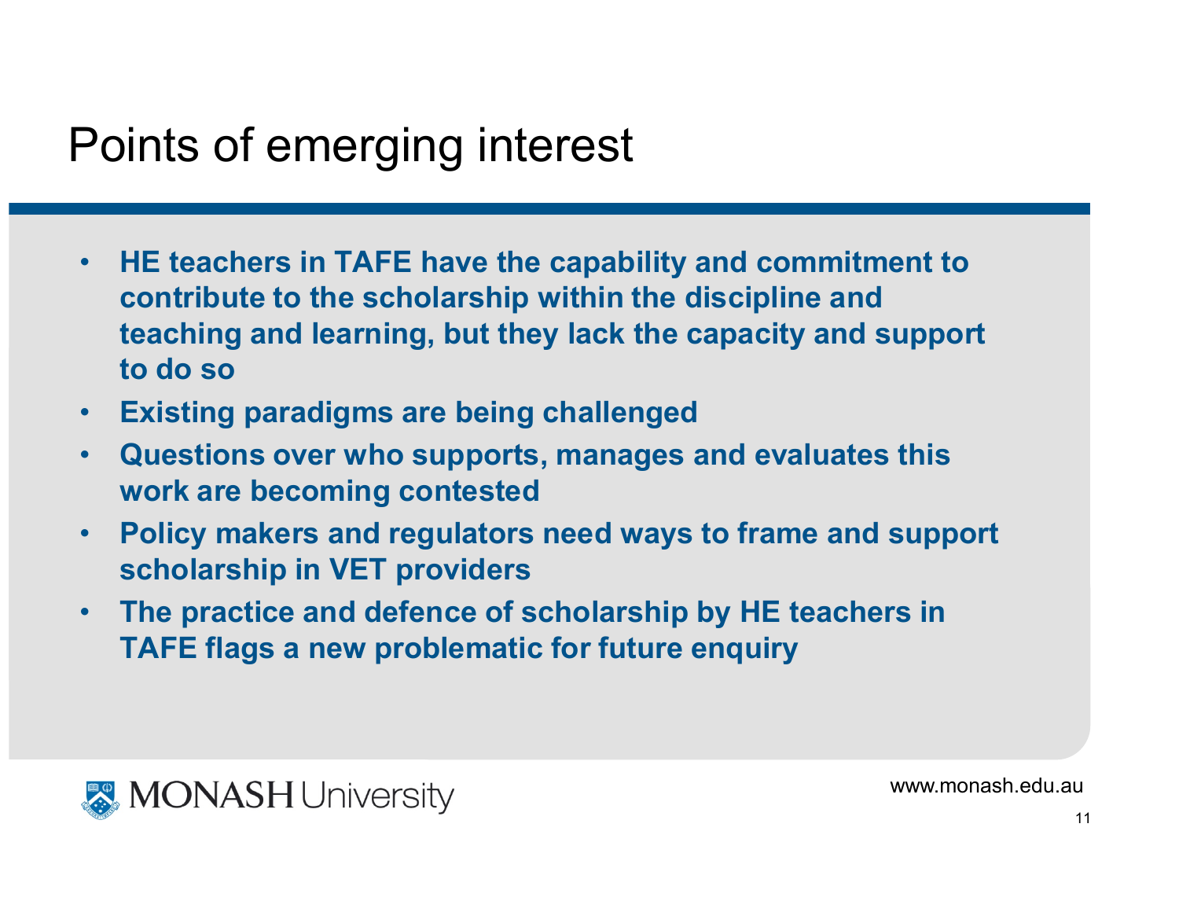# Points of emerging interest

- **HE teachers in TAFE have the capability and commitment to contribute to the scholarship within the discipline and teaching and learning, but they lack the capacity and support to do so**
- **Existing paradigms are being challenged**
- **Questions over who supports, manages and evaluates this work are becoming contested**
- **Policy makers and regulators need ways to frame and support scholarship in VET providers**
- **The practice and defence of scholarship by HE teachers in TAFE flags a new problematic for future enquiry**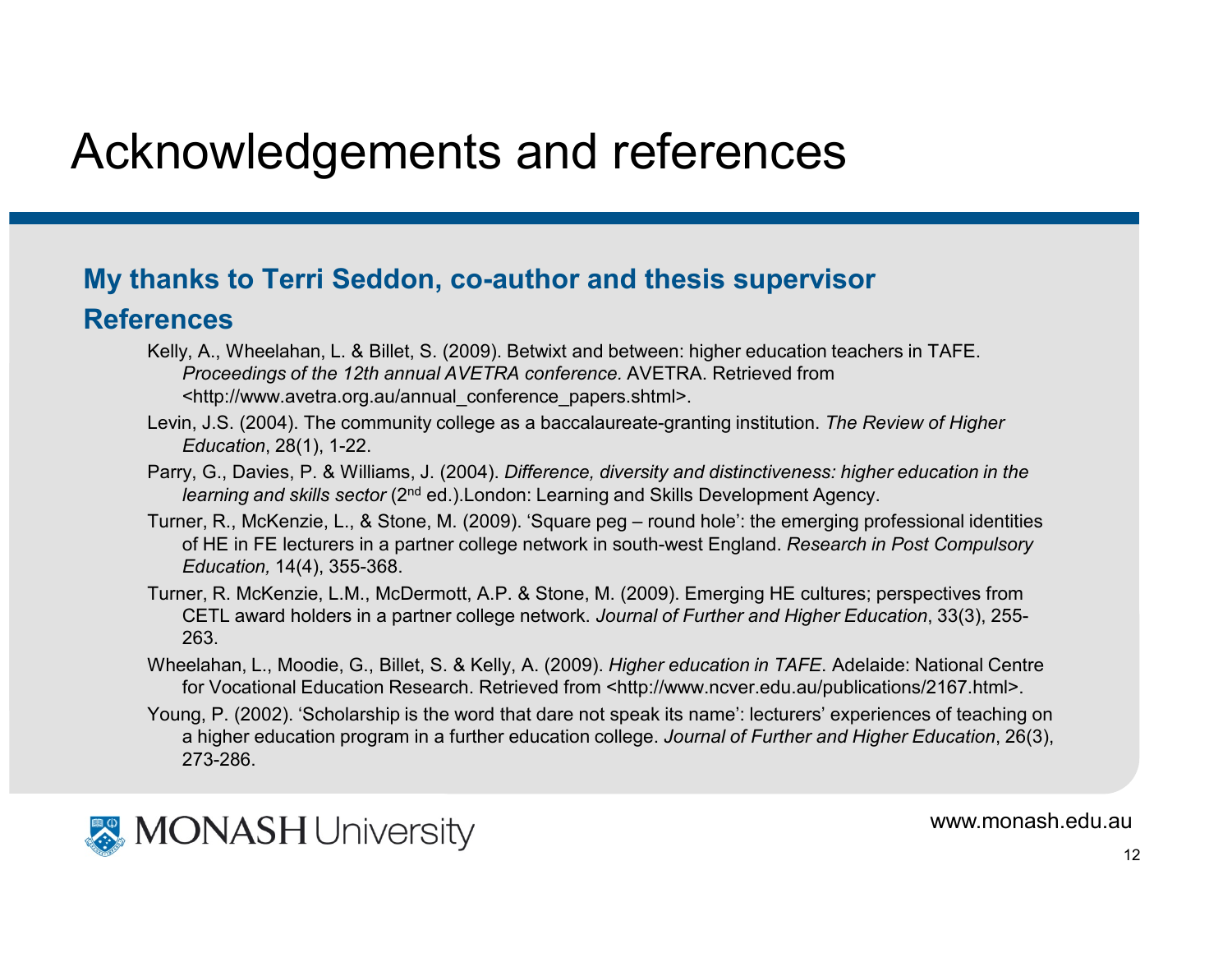# Acknowledgements and references

## My thanks to Terri Seddon, co-author and thesis supervisor

## References

Kelly, A., Wheelahan, L. & Billet, S. (2009). Betwixt and between: higher education teachers in TAFE. *Proceedings of the 12th annual AVETRA conference.* AVETRA. Retrieved from <http://www.avetra.org.au/annual_conference_papers.shtml>.

Levin, J.S. (2004). The community college as a baccalaureate-granting institution. *The Review of Higher Education*, 28(1), 1-22.

Parry, G., Davies, P. & Williams, J. (2004). *Difference, diversity and distinctiveness: higher education in the learning and skills sector* (2nd ed.).London: Learning and Skills Development Agency.

Turner, R., McKenzie, L., & Stone, M. (2009). 'Square peg – round hole': the emerging professional identities of HE in FE lecturers in a partner college network in south-west England. *Research in Post Compulsory Education,* 14(4), 355-368.

Turner, R. McKenzie, L.M., McDermott, A.P. & Stone, M. (2009). Emerging HE cultures; perspectives from CETL award holders in a partner college network. *Journal of Further and Higher Education*, 33(3), 255-263.

Wheelahan, L., Moodie, G., Billet, S. & Kelly, A. (2009). *Higher education in TAFE*. Adelaide: National Centre for Vocational Education Research. Retrieved from <http://www.ncver.edu.au/publications/2167.html>.

Young, P. (2002). 'Scholarship is the word that dare not speak its name': lecturers' experiences of teaching on a higher education program in a further education college. *Journal of Further and Higher Education*, 26(3), 273-286.

MONASH University

www.monash.edu.au